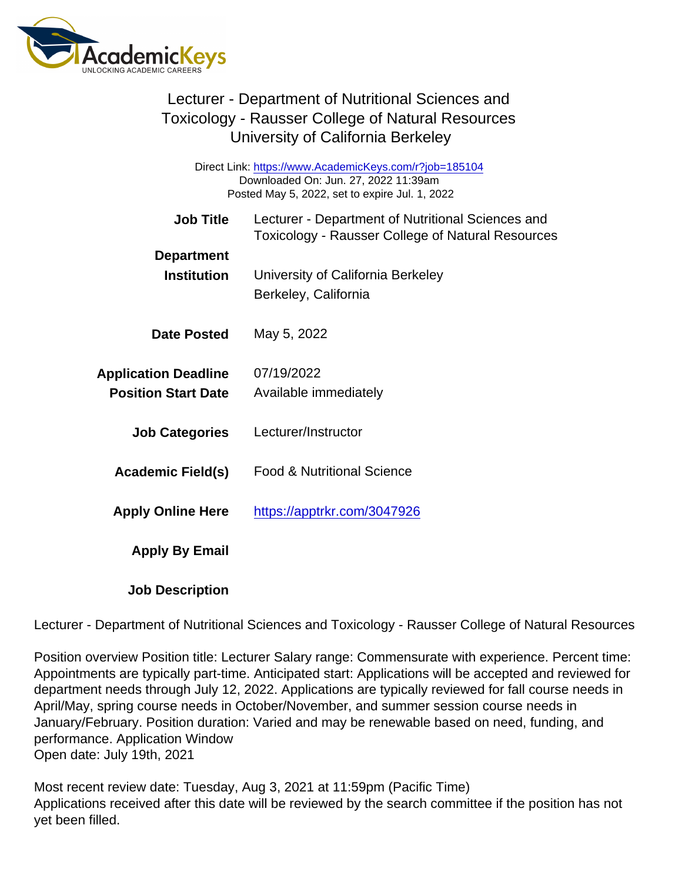# Lecturer - Department of Nutritional Sciences and Toxicology - Rausser College of Natural Resources
University of California Berkeley

Direct Link: https://www.AcademicKeys.com/r?job=185104
Downloaded On: Jun. 27, 2022 11:39am
Posted May 5, 2022, set to expire Jul. 1, 2022

| | |
|---|---|
| **Job Title** | Lecturer - Department of Nutritional Sciences and Toxicology - Rausser College of Natural Resources |
| **Department** | |
| **Institution** | University of California Berkeley<br>Berkeley, California |
| **Date Posted** | May 5, 2022 |
| **Application Deadline** | 07/19/2022 |
| **Position Start Date** | Available immediately |
| **Job Categories** | Lecturer/Instructor |
| **Academic Field(s)** | Food & Nutritional Science |
| **Apply Online Here** | https://apptrkr.com/3047926 |
| **Apply By Email** | |
| **Job Description** | |

Lecturer - Department of Nutritional Sciences and Toxicology - Rausser College of Natural Resources

Position overview Position title: Lecturer Salary range: Commensurate with experience. Percent time: Appointments are typically part-time. Anticipated start: Applications will be accepted and reviewed for department needs through July 12, 2022. Applications are typically reviewed for fall course needs in April/May, spring course needs in October/November, and summer session course needs in January/February. Position duration: Varied and may be renewable based on need, funding, and performance. Application Window
Open date: July 19th, 2021

Most recent review date: Tuesday, Aug 3, 2021 at 11:59pm (Pacific Time)
Applications received after this date will be reviewed by the search committee if the position has not yet been filled.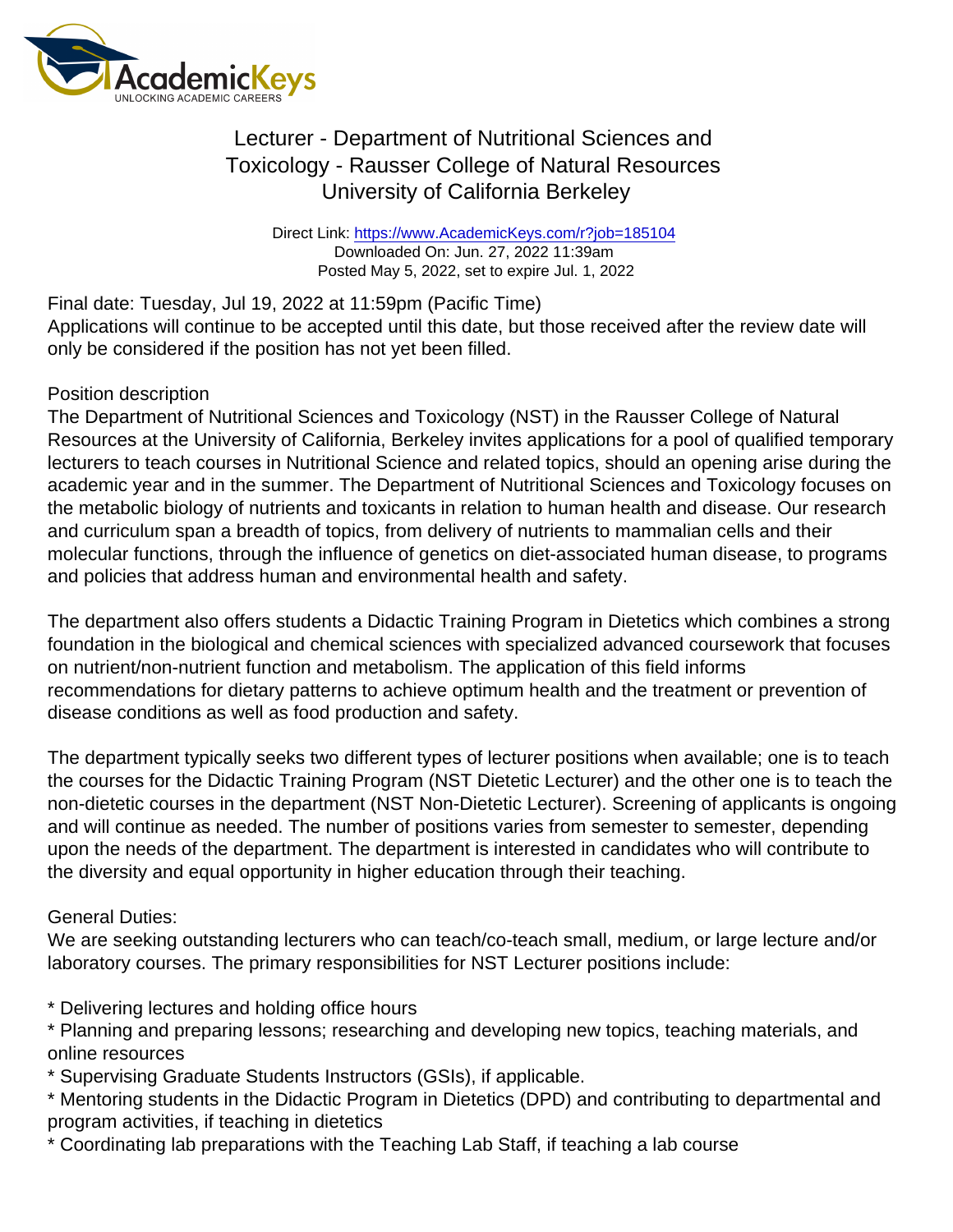# Lecturer - Department of Nutritional Sciences and Toxicology - Rausser College of Natural Resources
## University of California Berkeley

Direct Link: https://www.AcademicKeys.com/r?job=185104
Downloaded On: Jun. 27, 2022 11:39am
Posted May 5, 2022, set to expire Jul. 1, 2022

Final date: Tuesday, Jul 19, 2022 at 11:59pm (Pacific Time)
Applications will continue to be accepted until this date, but those received after the review date will only be considered if the position has not yet been filled.

Position description
The Department of Nutritional Sciences and Toxicology (NST) in the Rausser College of Natural Resources at the University of California, Berkeley invites applications for a pool of qualified temporary lecturers to teach courses in Nutritional Science and related topics, should an opening arise during the academic year and in the summer. The Department of Nutritional Sciences and Toxicology focuses on the metabolic biology of nutrients and toxicants in relation to human health and disease. Our research and curriculum span a breadth of topics, from delivery of nutrients to mammalian cells and their molecular functions, through the influence of genetics on diet-associated human disease, to programs and policies that address human and environmental health and safety.

The department also offers students a Didactic Training Program in Dietetics which combines a strong foundation in the biological and chemical sciences with specialized advanced coursework that focuses on nutrient/non-nutrient function and metabolism. The application of this field informs recommendations for dietary patterns to achieve optimum health and the treatment or prevention of disease conditions as well as food production and safety.

The department typically seeks two different types of lecturer positions when available; one is to teach the courses for the Didactic Training Program (NST Dietetic Lecturer) and the other one is to teach the non-dietetic courses in the department (NST Non-Dietetic Lecturer). Screening of applicants is ongoing and will continue as needed. The number of positions varies from semester to semester, depending upon the needs of the department. The department is interested in candidates who will contribute to the diversity and equal opportunity in higher education through their teaching.

General Duties:
We are seeking outstanding lecturers who can teach/co-teach small, medium, or large lecture and/or laboratory courses. The primary responsibilities for NST Lecturer positions include:

* Delivering lectures and holding office hours
* Planning and preparing lessons; researching and developing new topics, teaching materials, and online resources
* Supervising Graduate Students Instructors (GSIs), if applicable.
* Mentoring students in the Didactic Program in Dietetics (DPD) and contributing to departmental and program activities, if teaching in dietetics
* Coordinating lab preparations with the Teaching Lab Staff, if teaching a lab course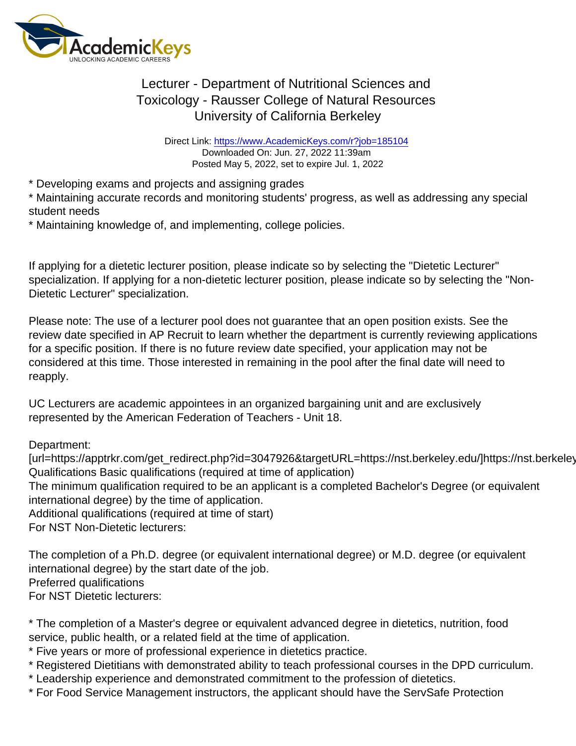* Developing exams and projects and assigning grades
* Maintaining accurate records and monitoring students' progress, as well as addressing any special student needs
* Maintaining knowledge of, and implementing, college policies.

If applying for a dietetic lecturer position, please indicate so by selecting the "Dietetic Lecturer" specialization. If applying for a non-dietetic lecturer position, please indicate so by selecting the "Non-Dietetic Lecturer" specialization.

Please note: The use of a lecturer pool does not guarantee that an open position exists. See the review date specified in AP Recruit to learn whether the department is currently reviewing applications for a specific position. If there is no future review date specified, your application may not be considered at this time. Those interested in remaining in the pool after the final date will need to reapply.

UC Lecturers are academic appointees in an organized bargaining unit and are exclusively represented by the American Federation of Teachers - Unit 18.

Department:
[url=https://apptrkr.com/get_redirect.php?id=3047926&targetURL=https://nst.berkeley.edu/]https://nst.berkeley
Qualifications Basic qualifications (required at time of application)
The minimum qualification required to be an applicant is a completed Bachelor's Degree (or equivalent international degree) by the time of application.
Additional qualifications (required at time of start)
For NST Non-Dietetic lecturers:

The completion of a Ph.D. degree (or equivalent international degree) or M.D. degree (or equivalent international degree) by the start date of the job.
Preferred qualifications
For NST Dietetic lecturers:

* The completion of a Master's degree or equivalent advanced degree in dietetics, nutrition, food service, public health, or a related field at the time of application.
* Five years or more of professional experience in dietetics practice.
* Registered Dietitians with demonstrated ability to teach professional courses in the DPD curriculum.
* Leadership experience and demonstrated commitment to the profession of dietetics.
* For Food Service Management instructors, the applicant should have the ServSafe Protection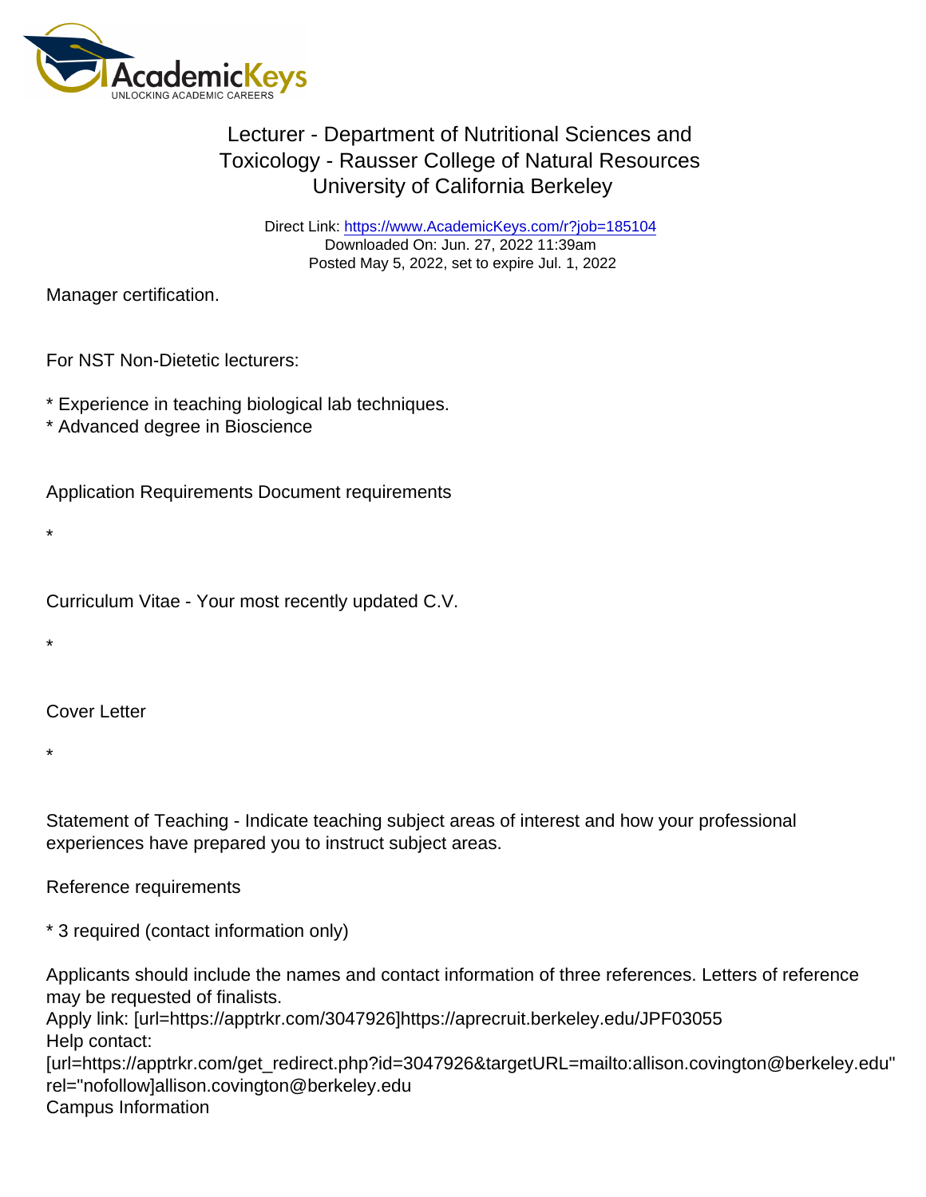Manager certification.

For NST Non-Dietetic lecturers:

* Experience in teaching biological lab techniques.
* Advanced degree in Bioscience

Application Requirements Document requirements

*

Curriculum Vitae - Your most recently updated C.V.

*

Cover Letter

*

Statement of Teaching - Indicate teaching subject areas of interest and how your professional experiences have prepared you to instruct subject areas.

Reference requirements

* 3 required (contact information only)

Applicants should include the names and contact information of three references. Letters of reference may be requested of finalists.
Apply link: [url=https://apptrkr.com/3047926]https://aprecruit.berkeley.edu/JPF03055
Help contact:
[url=https://apptrkr.com/get_redirect.php?id=3047926&targetURL=mailto:allison.covington@berkeley.edu" rel="nofollow]allison.covington@berkeley.edu
Campus Information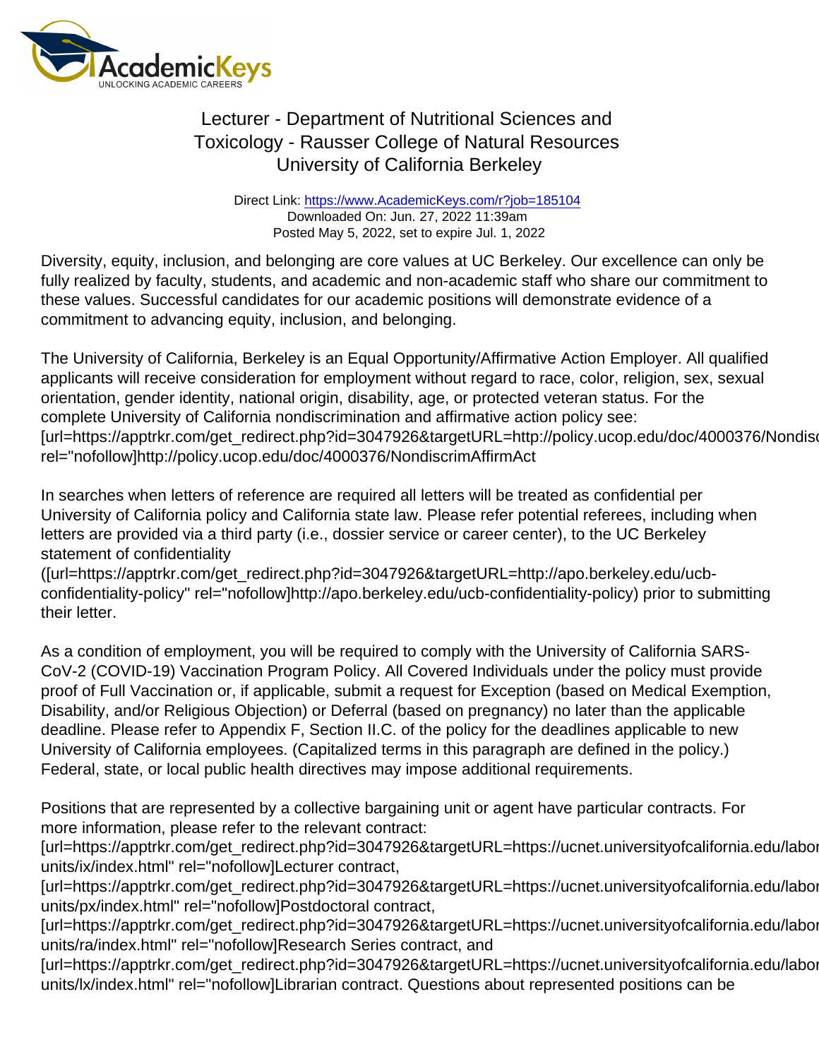# Lecturer - Department of Nutritional Sciences and Toxicology - Rausser College of Natural Resources
# University of California Berkeley

Direct Link: https://www.AcademicKeys.com/r?job=185104
Downloaded On: Jun. 27, 2022 11:39am
Posted May 5, 2022, set to expire Jul. 1, 2022

Diversity, equity, inclusion, and belonging are core values at UC Berkeley. Our excellence can only be fully realized by faculty, students, and academic and non-academic staff who share our commitment to these values. Successful candidates for our academic positions will demonstrate evidence of a commitment to advancing equity, inclusion, and belonging.

The University of California, Berkeley is an Equal Opportunity/Affirmative Action Employer. All qualified applicants will receive consideration for employment without regard to race, color, religion, sex, sexual orientation, gender identity, national origin, disability, age, or protected veteran status. For the complete University of California nondiscrimination and affirmative action policy see: [url=https://apptrkr.com/get_redirect.php?id=3047926&targetURL=http://policy.ucop.edu/doc/4000376/Nondisc rel="nofollow]http://policy.ucop.edu/doc/4000376/NondiscrimAffirmAct

In searches when letters of reference are required all letters will be treated as confidential per University of California policy and California state law. Please refer potential referees, including when letters are provided via a third party (i.e., dossier service or career center), to the UC Berkeley statement of confidentiality ([url=https://apptrkr.com/get_redirect.php?id=3047926&targetURL=http://apo.berkeley.edu/ucb-confidentiality-policy" rel="nofollow]http://apo.berkeley.edu/ucb-confidentiality-policy) prior to submitting their letter.

As a condition of employment, you will be required to comply with the University of California SARS-CoV-2 (COVID-19) Vaccination Program Policy. All Covered Individuals under the policy must provide proof of Full Vaccination or, if applicable, submit a request for Exception (based on Medical Exemption, Disability, and/or Religious Objection) or Deferral (based on pregnancy) no later than the applicable deadline. Please refer to Appendix F, Section II.C. of the policy for the deadlines applicable to new University of California employees. (Capitalized terms in this paragraph are defined in the policy.) Federal, state, or local public health directives may impose additional requirements.

Positions that are represented by a collective bargaining unit or agent have particular contracts. For more information, please refer to the relevant contract: [url=https://apptrkr.com/get_redirect.php?id=3047926&targetURL=https://ucnet.universityofcalifornia.edu/labor units/ix/index.html" rel="nofollow]Lecturer contract, [url=https://apptrkr.com/get_redirect.php?id=3047926&targetURL=https://ucnet.universityofcalifornia.edu/labor units/px/index.html" rel="nofollow]Postdoctoral contract, [url=https://apptrkr.com/get_redirect.php?id=3047926&targetURL=https://ucnet.universityofcalifornia.edu/labor units/ra/index.html" rel="nofollow]Research Series contract, and [url=https://apptrkr.com/get_redirect.php?id=3047926&targetURL=https://ucnet.universityofcalifornia.edu/labor units/lx/index.html" rel="nofollow]Librarian contract. Questions about represented positions can be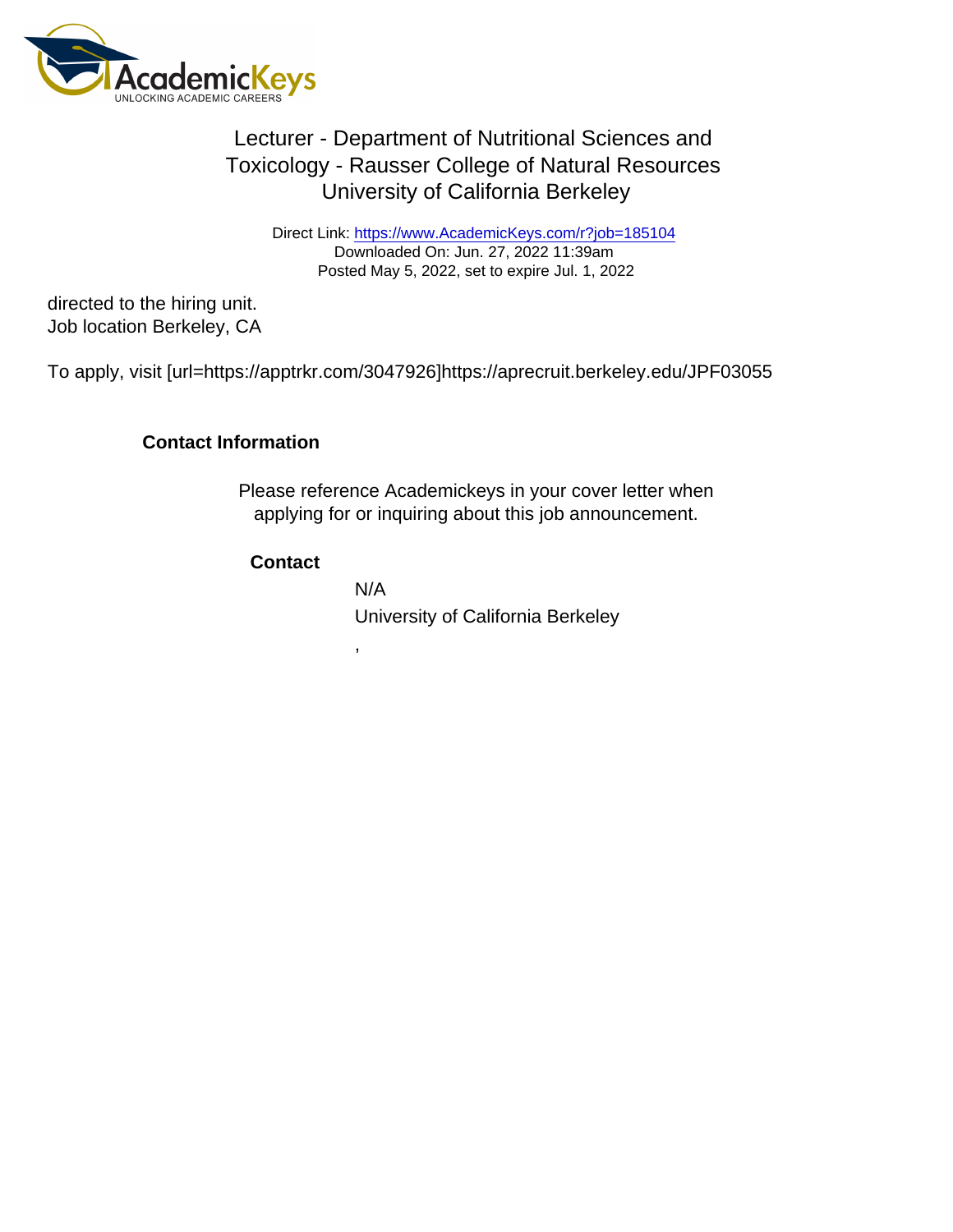directed to the hiring unit.
Job location Berkeley, CA

To apply, visit [url=https://apptrkr.com/3047926]https://aprecruit.berkeley.edu/JPF03055

### Contact Information

Please reference Academickeys in your cover letter when applying for or inquiring about this job announcement.

**Contact**

N/A
University of California Berkeley

,